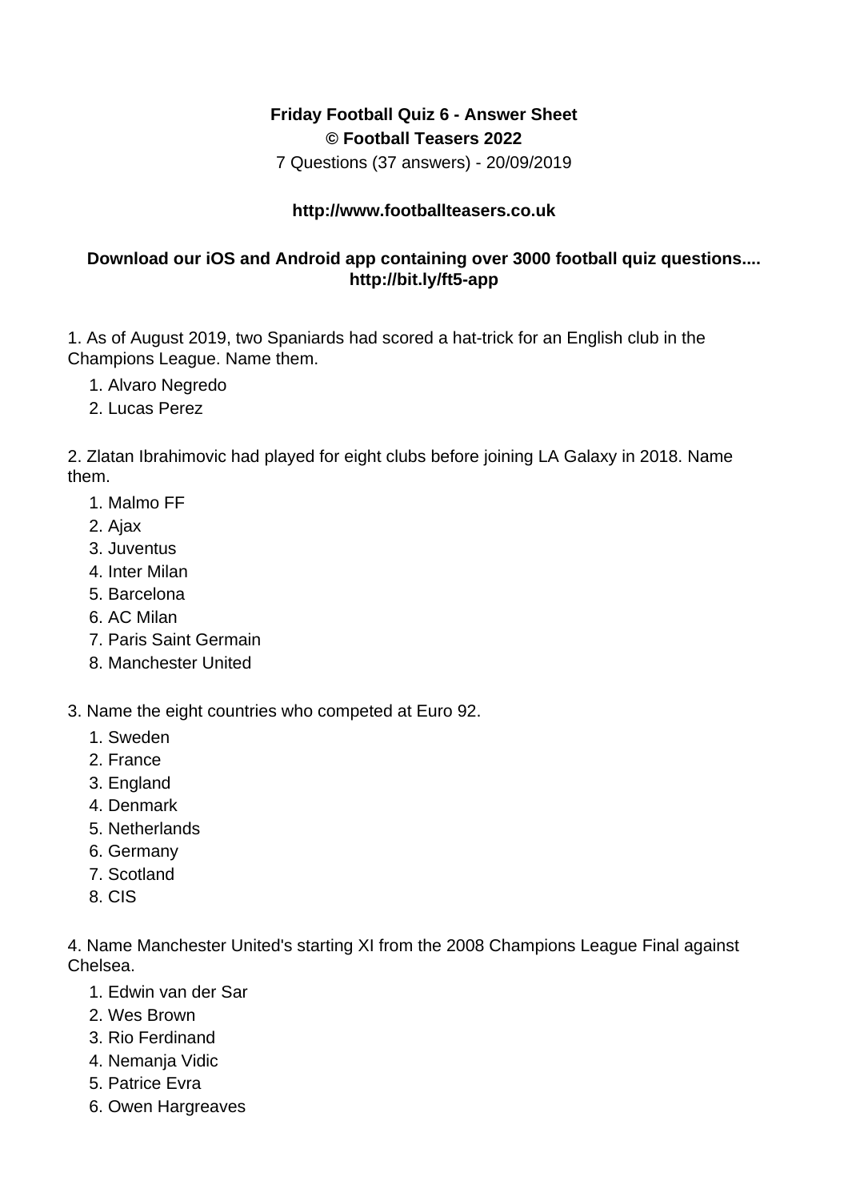**Friday Football Quiz 6 - Answer Sheet**
**© Football Teasers 2022**
7 Questions (37 answers) - 20/09/2019

**http://www.footballteasers.co.uk**

**Download our iOS and Android app containing over 3000 football quiz questions.... http://bit.ly/ft5-app**

1. As of August 2019, two Spaniards had scored a hat-trick for an English club in the Champions League. Name them.

   1. Alvaro Negredo
   2. Lucas Perez

2. Zlatan Ibrahimovic had played for eight clubs before joining LA Galaxy in 2018. Name them.

   1. Malmo FF
   2. Ajax
   3. Juventus
   4. Inter Milan
   5. Barcelona
   6. AC Milan
   7. Paris Saint Germain
   8. Manchester United

3. Name the eight countries who competed at Euro 92.

   1. Sweden
   2. France
   3. England
   4. Denmark
   5. Netherlands
   6. Germany
   7. Scotland
   8. CIS

4. Name Manchester United's starting XI from the 2008 Champions League Final against Chelsea.

   1. Edwin van der Sar
   2. Wes Brown
   3. Rio Ferdinand
   4. Nemanja Vidic
   5. Patrice Evra
   6. Owen Hargreaves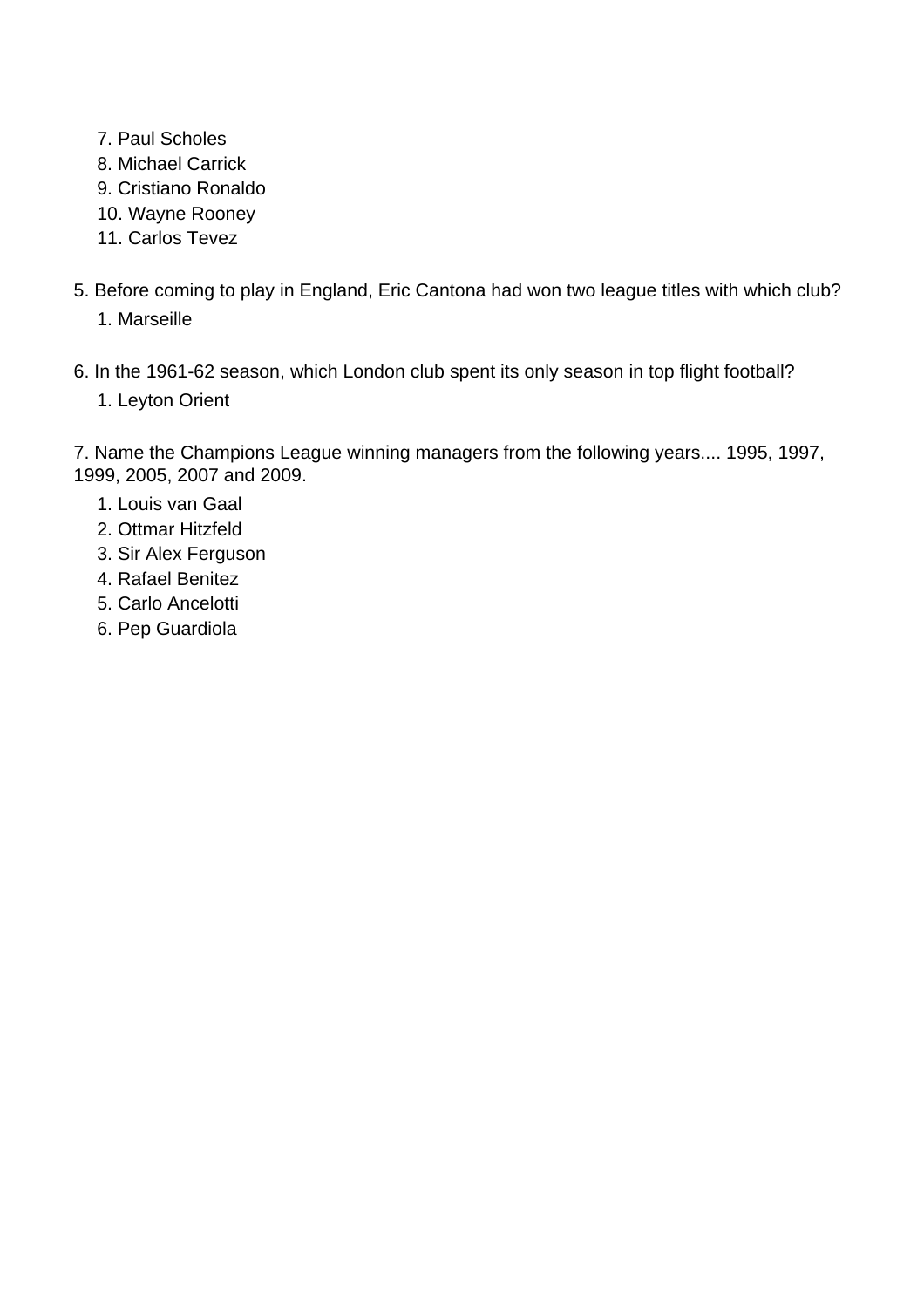7. Paul Scholes
8. Michael Carrick
9. Cristiano Ronaldo
10. Wayne Rooney
11. Carlos Tevez

5. Before coming to play in England, Eric Cantona had won two league titles with which club?

   1. Marseille

6. In the 1961-62 season, which London club spent its only season in top flight football?

   1. Leyton Orient

7. Name the Champions League winning managers from the following years.... 1995, 1997, 1999, 2005, 2007 and 2009.

   1. Louis van Gaal
   2. Ottmar Hitzfeld
   3. Sir Alex Ferguson
   4. Rafael Benitez
   5. Carlo Ancelotti
   6. Pep Guardiola